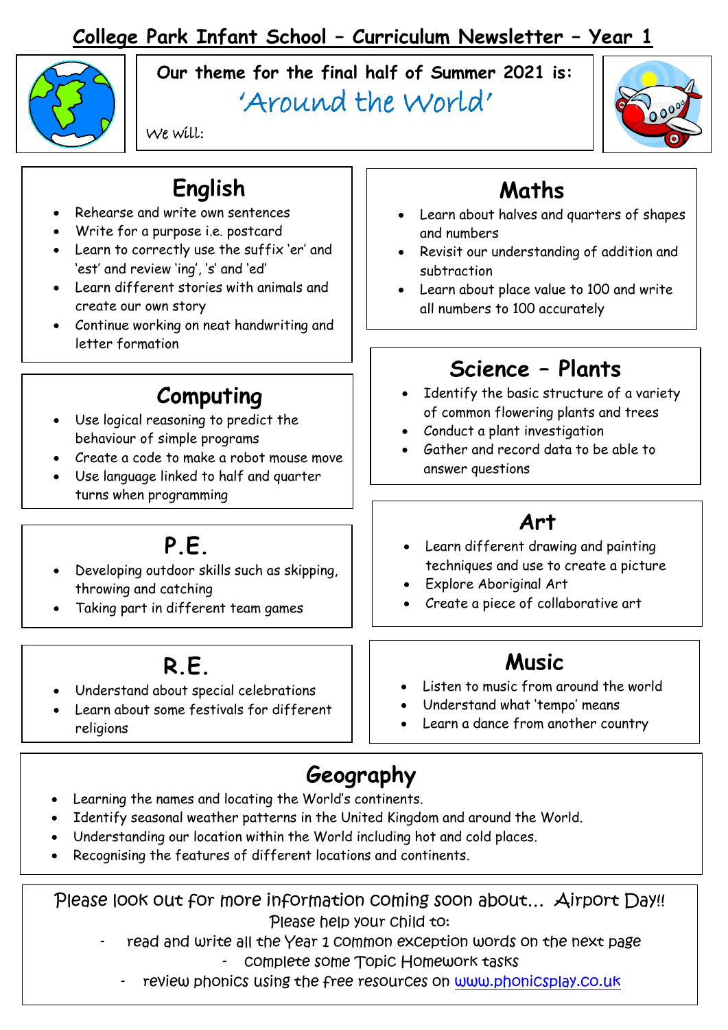# College Park Infant School – Curriculum Newsletter – Year 1

**Our theme for the final half of Summer 2021 is:**

## 'Around the World'

We will:

## English

- Rehearse and write own sentences
- Write for a purpose i.e. postcard
- Learn to correctly use the suffix 'er' and 'est' and review 'ing', 's' and 'ed'
- Learn different stories with animals and create our own story
- Continue working on neat handwriting and letter formation

## Computing

- Use logical reasoning to predict the behaviour of simple programs
- Create a code to make a robot mouse move
- Use language linked to half and quarter turns when programming

## P.E.

- Developing outdoor skills such as skipping, throwing and catching
- Taking part in different team games

## R.E.

- Understand about special celebrations
- Learn about some festivals for different religions

## Maths

- Learn about halves and quarters of shapes and numbers
- Revisit our understanding of addition and subtraction
- Learn about place value to 100 and write all numbers to 100 accurately

## Science – Plants

- Identify the basic structure of a variety of common flowering plants and trees
- Conduct a plant investigation
- Gather and record data to be able to answer questions

## Art

- Learn different drawing and painting techniques and use to create a picture
- Explore Aboriginal Art
- Create a piece of collaborative art

## Music

- Listen to music from around the world
- Understand what 'tempo' means
- Learn a dance from another country

## Geography

- Learning the names and locating the World's continents.
- Identify seasonal weather patterns in the United Kingdom and around the World.
- Understanding our location within the World including hot and cold places.
- Recognising the features of different locations and continents.

Please look out for more information coming soon about… Airport Day!!

Please help your child to:

- read and write all the Year 1 common exception words on the next page
- complete some Topic Homework tasks
- review phonics using the free resources on www.phonicsplay.co.uk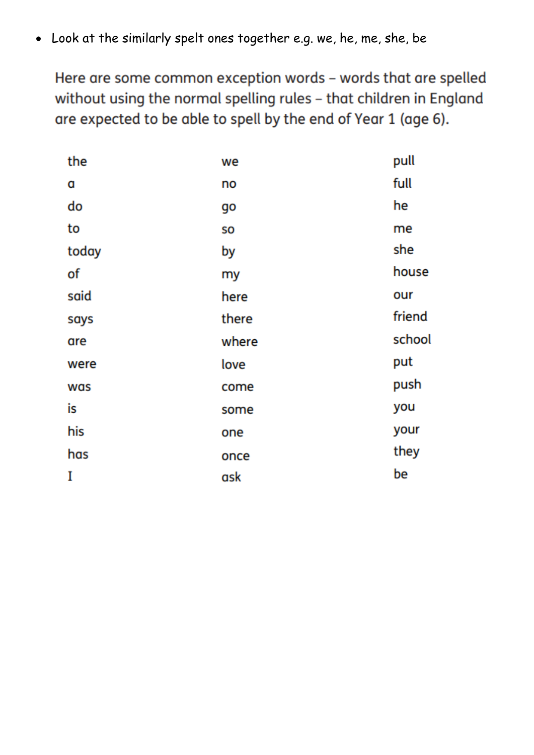- Look at the similarly spelt ones together e.g. we, he, me, she, be

Here are some common exception words – words that are spelled without using the normal spelling rules – that children in England are expected to be able to spell by the end of Year 1 (age 6).

| | | |
|---|---|---|
| the | we | pull |
| a | no | full |
| do | go | he |
| to | so | me |
| today | by | she |
| of | my | house |
| said | here | our |
| says | there | friend |
| are | where | school |
| were | love | put |
| was | come | push |
| is | some | you |
| his | one | your |
| has | once | they |
| I | ask | be |